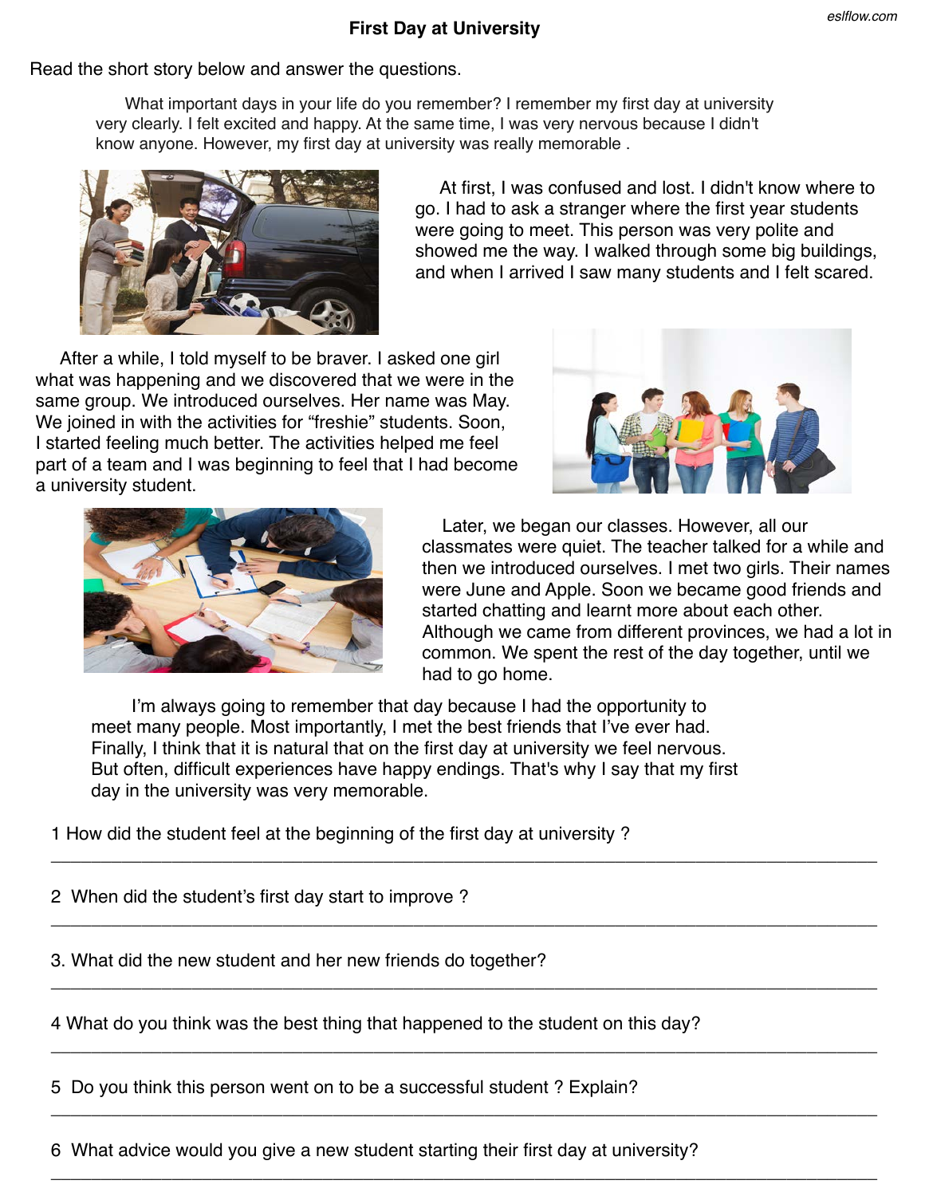# First Day at University

Read the short story below and answer the questions.

What important days in your life do you remember? I remember my first day at university very clearly. I felt excited and happy. At the same time, I was very nervous because I didn't know anyone. However, my first day at university was really memorable .

At first, I was confused and lost. I didn't know where to go. I had to ask a stranger where the first year students were going to meet. This person was very polite and showed me the way. I walked through some big buildings, and when I arrived I saw many students and I felt scared.

After a while, I told myself to be braver. I asked one girl what was happening and we discovered that we were in the same group. We introduced ourselves. Her name was May. We joined in with the activities for "freshie" students. Soon, I started feeling much better. The activities helped me feel part of a team and I was beginning to feel that I had become a university student.

Later, we began our classes. However, all our classmates were quiet. The teacher talked for a while and then we introduced ourselves. I met two girls. Their names were June and Apple. Soon we became good friends and started chatting and learnt more about each other. Although we came from different provinces, we had a lot in common. We spent the rest of the day together, until we had to go home.

I'm always going to remember that day because I had the opportunity to meet many people. Most importantly, I met the best friends that I've ever had. Finally, I think that it is natural that on the first day at university we feel nervous. But often, difficult experiences have happy endings. That's why I say that my first day in the university was very memorable.

1 How did the student feel at the beginning of the first day at university ?

______________________________________________________________________

2 When did the student's first day start to improve ?

______________________________________________________________________

3. What did the new student and her new friends do together?

______________________________________________________________________

4 What do you think was the best thing that happened to the student on this day?

______________________________________________________________________

5 Do you think this person went on to be a successful student ? Explain?

______________________________________________________________________

6 What advice would you give a new student starting their first day at university?

______________________________________________________________________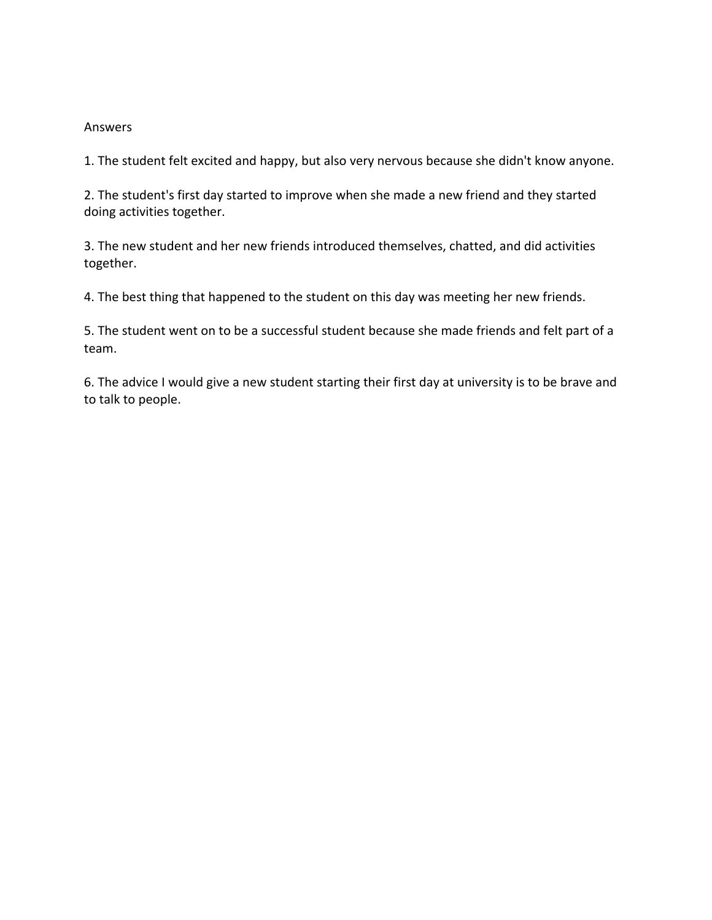Answers

1. The student felt excited and happy, but also very nervous because she didn't know anyone.

2. The student's first day started to improve when she made a new friend and they started doing activities together.

3. The new student and her new friends introduced themselves, chatted, and did activities together.

4. The best thing that happened to the student on this day was meeting her new friends.

5. The student went on to be a successful student because she made friends and felt part of a team.

6. The advice I would give a new student starting their first day at university is to be brave and to talk to people.